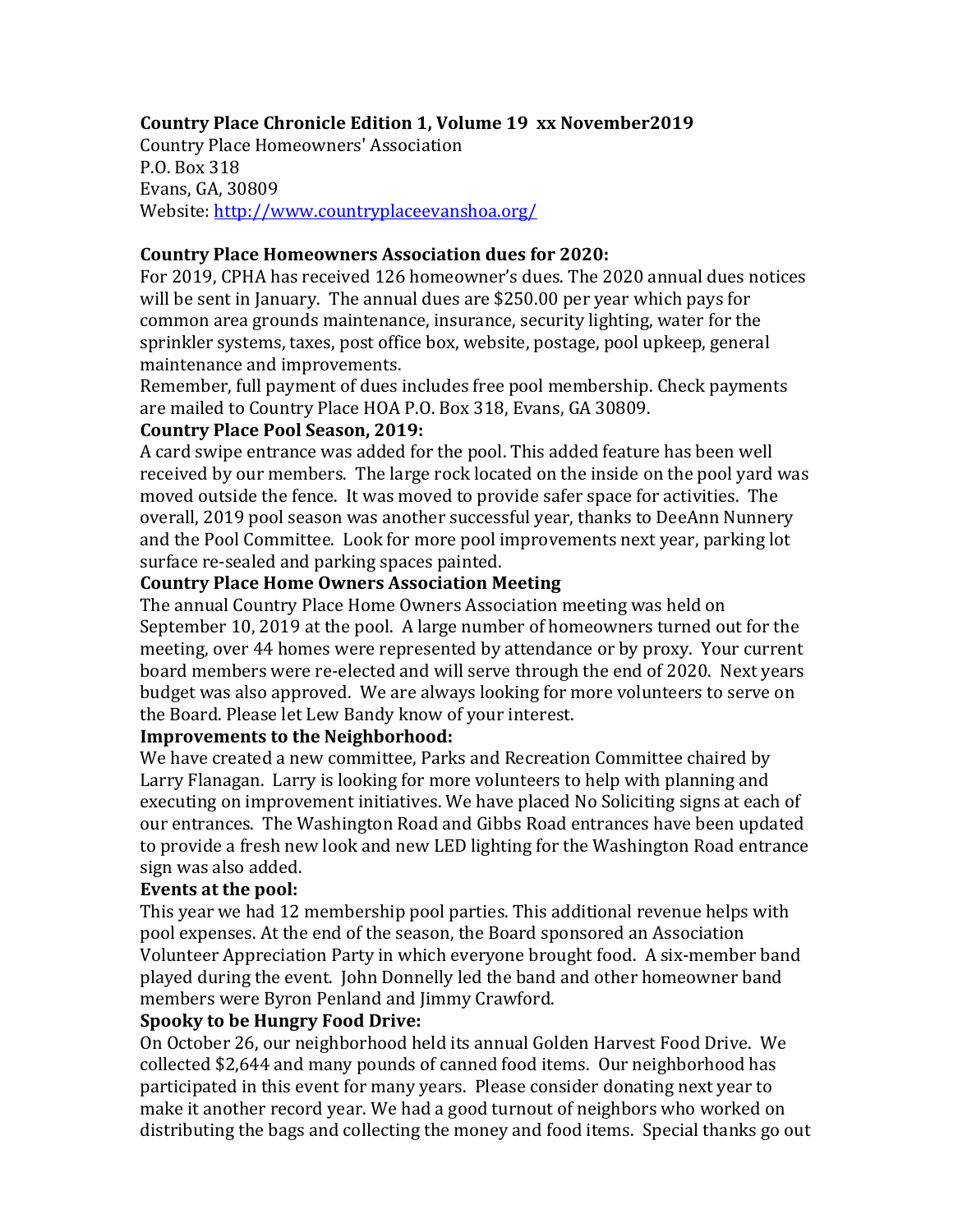**Country Place Chronicle Edition 1, Volume 19 xx November2019**

Country Place Homeowners' Association
P.O. Box 318
Evans, GA, 30809
Website: http://www.countryplaceevanshoa.org/

**Country Place Homeowners Association dues for 2020:**

For 2019, CPHA has received 126 homeowner's dues. The 2020 annual dues notices will be sent in January. The annual dues are $250.00 per year which pays for common area grounds maintenance, insurance, security lighting, water for the sprinkler systems, taxes, post office box, website, postage, pool upkeep, general maintenance and improvements.

Remember, full payment of dues includes free pool membership. Check payments are mailed to Country Place HOA P.O. Box 318, Evans, GA 30809.

**Country Place Pool Season, 2019:**

A card swipe entrance was added for the pool. This added feature has been well received by our members. The large rock located on the inside on the pool yard was moved outside the fence. It was moved to provide safer space for activities. The overall, 2019 pool season was another successful year, thanks to DeeAnn Nunnery and the Pool Committee. Look for more pool improvements next year, parking lot surface re-sealed and parking spaces painted.

**Country Place Home Owners Association Meeting**

The annual Country Place Home Owners Association meeting was held on September 10, 2019 at the pool. A large number of homeowners turned out for the meeting, over 44 homes were represented by attendance or by proxy. Your current board members were re-elected and will serve through the end of 2020. Next years budget was also approved. We are always looking for more volunteers to serve on the Board. Please let Lew Bandy know of your interest.

**Improvements to the Neighborhood:**

We have created a new committee, Parks and Recreation Committee chaired by Larry Flanagan. Larry is looking for more volunteers to help with planning and executing on improvement initiatives. We have placed No Soliciting signs at each of our entrances. The Washington Road and Gibbs Road entrances have been updated to provide a fresh new look and new LED lighting for the Washington Road entrance sign was also added.

**Events at the pool:**

This year we had 12 membership pool parties. This additional revenue helps with pool expenses. At the end of the season, the Board sponsored an Association Volunteer Appreciation Party in which everyone brought food. A six-member band played during the event. John Donnelly led the band and other homeowner band members were Byron Penland and Jimmy Crawford.

**Spooky to be Hungry Food Drive:**

On October 26, our neighborhood held its annual Golden Harvest Food Drive. We collected $2,644 and many pounds of canned food items. Our neighborhood has participated in this event for many years. Please consider donating next year to make it another record year. We had a good turnout of neighbors who worked on distributing the bags and collecting the money and food items. Special thanks go out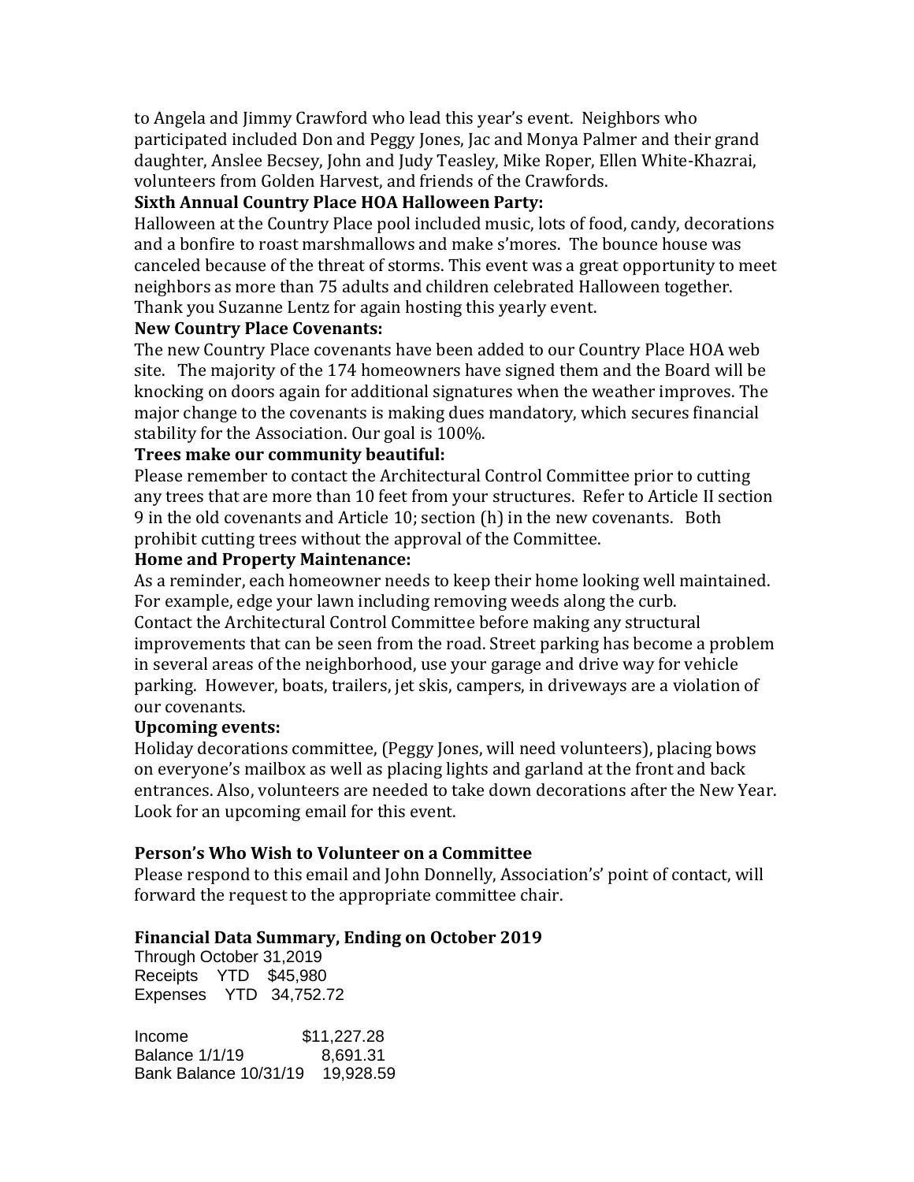to Angela and Jimmy Crawford who lead this year's event. Neighbors who participated included Don and Peggy Jones, Jac and Monya Palmer and their grand daughter, Anslee Becsey, John and Judy Teasley, Mike Roper, Ellen White-Khazrai, volunteers from Golden Harvest, and friends of the Crawfords.

**Sixth Annual Country Place HOA Halloween Party:**

Halloween at the Country Place pool included music, lots of food, candy, decorations and a bonfire to roast marshmallows and make s'mores. The bounce house was canceled because of the threat of storms. This event was a great opportunity to meet neighbors as more than 75 adults and children celebrated Halloween together. Thank you Suzanne Lentz for again hosting this yearly event.

**New Country Place Covenants:**

The new Country Place covenants have been added to our Country Place HOA web site. The majority of the 174 homeowners have signed them and the Board will be knocking on doors again for additional signatures when the weather improves. The major change to the covenants is making dues mandatory, which secures financial stability for the Association. Our goal is 100%.

**Trees make our community beautiful:**

Please remember to contact the Architectural Control Committee prior to cutting any trees that are more than 10 feet from your structures. Refer to Article II section 9 in the old covenants and Article 10; section (h) in the new covenants. Both prohibit cutting trees without the approval of the Committee.

**Home and Property Maintenance:**

As a reminder, each homeowner needs to keep their home looking well maintained. For example, edge your lawn including removing weeds along the curb.
Contact the Architectural Control Committee before making any structural improvements that can be seen from the road. Street parking has become a problem in several areas of the neighborhood, use your garage and drive way for vehicle parking. However, boats, trailers, jet skis, campers, in driveways are a violation of our covenants.

**Upcoming events:**

Holiday decorations committee, (Peggy Jones, will need volunteers), placing bows on everyone's mailbox as well as placing lights and garland at the front and back entrances. Also, volunteers are needed to take down decorations after the New Year. Look for an upcoming email for this event.

**Person's Who Wish to Volunteer on a Committee**

Please respond to this email and John Donnelly, Association's' point of contact, will forward the request to the appropriate committee chair.

**Financial Data Summary, Ending on October 2019**

Through October 31,2019
Receipts YTD $45,980
Expenses YTD 34,752.72

Income $11,227.28
Balance 1/1/19 8,691.31
Bank Balance 10/31/19 19,928.59